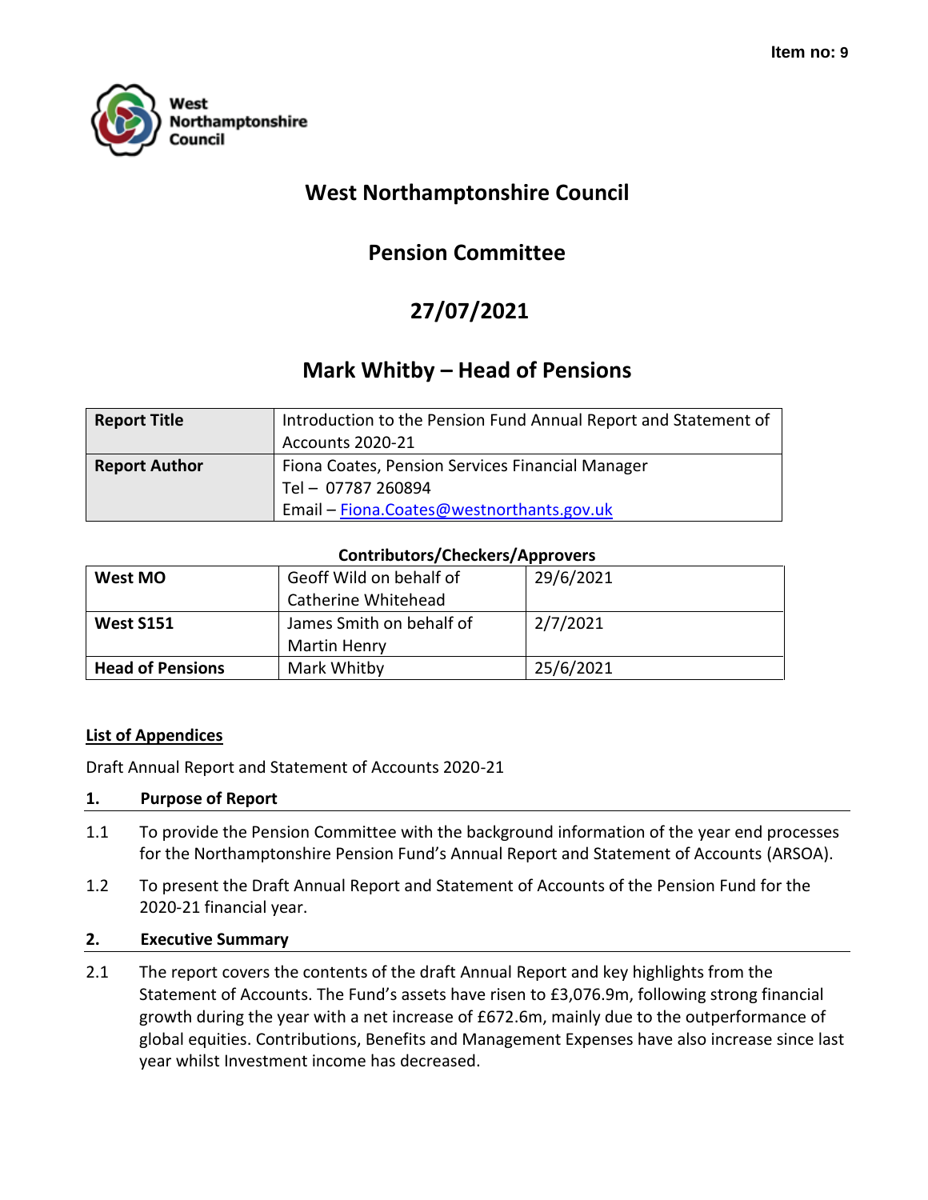Item no: 9

West Northamptonshire Council

# West Northamptonshire Council

## Pension Committee

## 27/07/2021

## Mark Whitby – Head of Pensions

| Report Title | Introduction to the Pension Fund Annual Report and Statement of Accounts 2020-21 |
|---|---|
| Report Author | Fiona Coates, Pension Services Financial Manager<br>Tel – 07787 260894<br>Email – Fiona.Coates@westnorthants.gov.uk |

**Contributors/Checkers/Approvers**

| West MO | Geoff Wild on behalf of Catherine Whitehead | 29/6/2021 |
|---|---|---|
| West S151 | James Smith on behalf of Martin Henry | 2/7/2021 |
| Head of Pensions | Mark Whitby | 25/6/2021 |

**List of Appendices**

Draft Annual Report and Statement of Accounts 2020-21

### 1. Purpose of Report

1.1 To provide the Pension Committee with the background information of the year end processes for the Northamptonshire Pension Fund's Annual Report and Statement of Accounts (ARSOA).

1.2 To present the Draft Annual Report and Statement of Accounts of the Pension Fund for the 2020-21 financial year.

### 2. Executive Summary

2.1 The report covers the contents of the draft Annual Report and key highlights from the Statement of Accounts. The Fund's assets have risen to £3,076.9m, following strong financial growth during the year with a net increase of £672.6m, mainly due to the outperformance of global equities. Contributions, Benefits and Management Expenses have also increase since last year whilst Investment income has decreased.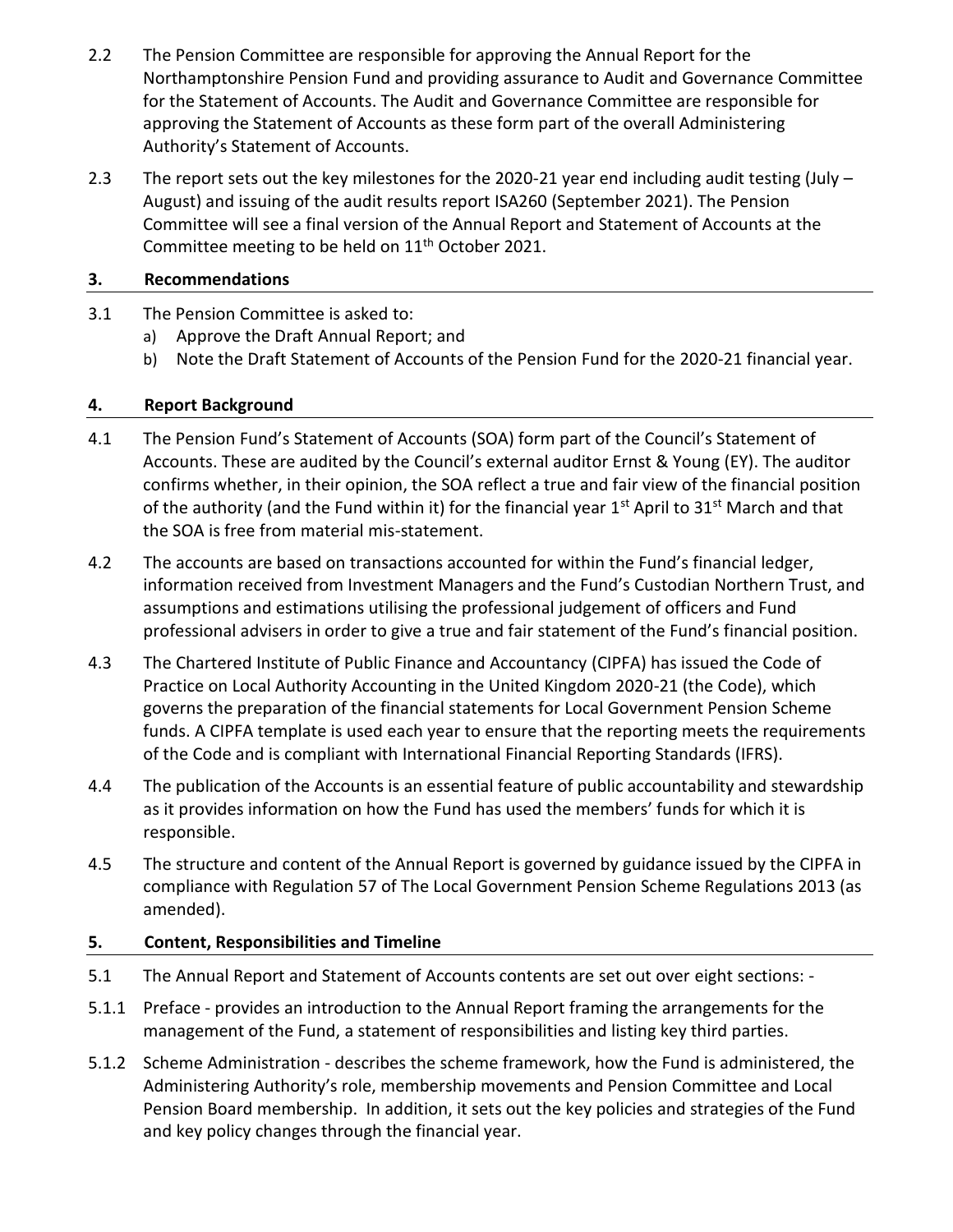2.2 The Pension Committee are responsible for approving the Annual Report for the Northamptonshire Pension Fund and providing assurance to Audit and Governance Committee for the Statement of Accounts. The Audit and Governance Committee are responsible for approving the Statement of Accounts as these form part of the overall Administering Authority's Statement of Accounts.

2.3 The report sets out the key milestones for the 2020-21 year end including audit testing (July – August) and issuing of the audit results report ISA260 (September 2021). The Pension Committee will see a final version of the Annual Report and Statement of Accounts at the Committee meeting to be held on 11th October 2021.

## 3. Recommendations

3.1 The Pension Committee is asked to:

a) Approve the Draft Annual Report; and
b) Note the Draft Statement of Accounts of the Pension Fund for the 2020-21 financial year.

## 4. Report Background

4.1 The Pension Fund's Statement of Accounts (SOA) form part of the Council's Statement of Accounts. These are audited by the Council's external auditor Ernst & Young (EY). The auditor confirms whether, in their opinion, the SOA reflect a true and fair view of the financial position of the authority (and the Fund within it) for the financial year 1st April to 31st March and that the SOA is free from material mis-statement.

4.2 The accounts are based on transactions accounted for within the Fund's financial ledger, information received from Investment Managers and the Fund's Custodian Northern Trust, and assumptions and estimations utilising the professional judgement of officers and Fund professional advisers in order to give a true and fair statement of the Fund's financial position.

4.3 The Chartered Institute of Public Finance and Accountancy (CIPFA) has issued the Code of Practice on Local Authority Accounting in the United Kingdom 2020-21 (the Code), which governs the preparation of the financial statements for Local Government Pension Scheme funds. A CIPFA template is used each year to ensure that the reporting meets the requirements of the Code and is compliant with International Financial Reporting Standards (IFRS).

4.4 The publication of the Accounts is an essential feature of public accountability and stewardship as it provides information on how the Fund has used the members' funds for which it is responsible.

4.5 The structure and content of the Annual Report is governed by guidance issued by the CIPFA in compliance with Regulation 57 of The Local Government Pension Scheme Regulations 2013 (as amended).

## 5. Content, Responsibilities and Timeline

5.1 The Annual Report and Statement of Accounts contents are set out over eight sections: -

5.1.1 Preface - provides an introduction to the Annual Report framing the arrangements for the management of the Fund, a statement of responsibilities and listing key third parties.

5.1.2 Scheme Administration - describes the scheme framework, how the Fund is administered, the Administering Authority's role, membership movements and Pension Committee and Local Pension Board membership. In addition, it sets out the key policies and strategies of the Fund and key policy changes through the financial year.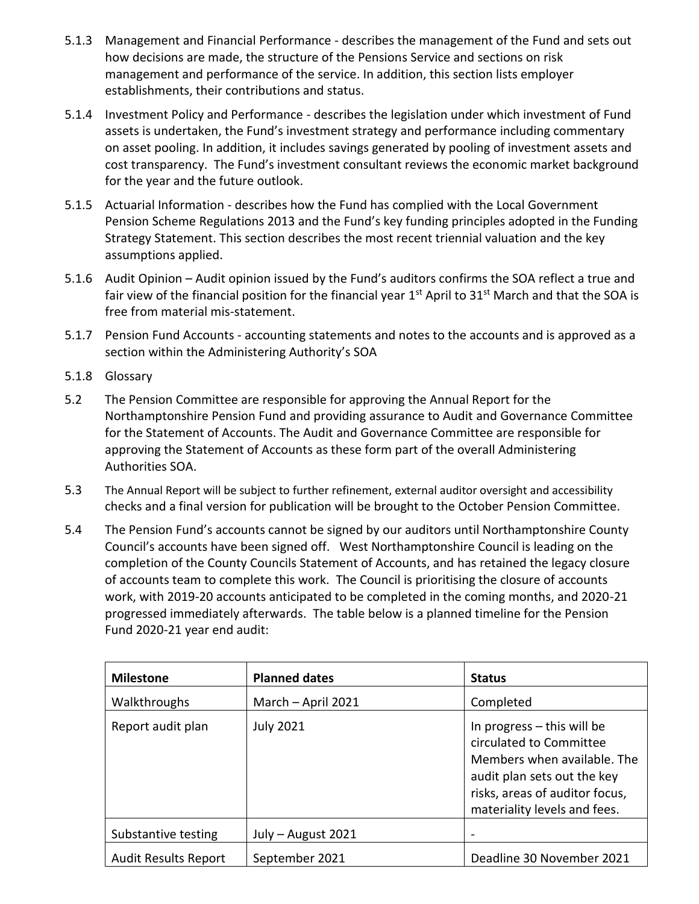5.1.3 Management and Financial Performance - describes the management of the Fund and sets out how decisions are made, the structure of the Pensions Service and sections on risk management and performance of the service. In addition, this section lists employer establishments, their contributions and status.

5.1.4 Investment Policy and Performance - describes the legislation under which investment of Fund assets is undertaken, the Fund's investment strategy and performance including commentary on asset pooling. In addition, it includes savings generated by pooling of investment assets and cost transparency. The Fund's investment consultant reviews the economic market background for the year and the future outlook.

5.1.5 Actuarial Information - describes how the Fund has complied with the Local Government Pension Scheme Regulations 2013 and the Fund's key funding principles adopted in the Funding Strategy Statement. This section describes the most recent triennial valuation and the key assumptions applied.

5.1.6 Audit Opinion – Audit opinion issued by the Fund's auditors confirms the SOA reflect a true and fair view of the financial position for the financial year 1st April to 31st March and that the SOA is free from material mis-statement.

5.1.7 Pension Fund Accounts - accounting statements and notes to the accounts and is approved as a section within the Administering Authority's SOA

5.1.8 Glossary

5.2 The Pension Committee are responsible for approving the Annual Report for the Northamptonshire Pension Fund and providing assurance to Audit and Governance Committee for the Statement of Accounts. The Audit and Governance Committee are responsible for approving the Statement of Accounts as these form part of the overall Administering Authorities SOA.

5.3 The Annual Report will be subject to further refinement, external auditor oversight and accessibility checks and a final version for publication will be brought to the October Pension Committee.

5.4 The Pension Fund's accounts cannot be signed by our auditors until Northamptonshire County Council's accounts have been signed off. West Northamptonshire Council is leading on the completion of the County Councils Statement of Accounts, and has retained the legacy closure of accounts team to complete this work. The Council is prioritising the closure of accounts work, with 2019-20 accounts anticipated to be completed in the coming months, and 2020-21 progressed immediately afterwards. The table below is a planned timeline for the Pension Fund 2020-21 year end audit:

| **Milestone** | **Planned dates** | **Status** |
|---|---|---|
| Walkthroughs | March – April 2021 | Completed |
| Report audit plan | July 2021 | In progress – this will be circulated to Committee Members when available. The audit plan sets out the key risks, areas of auditor focus, materiality levels and fees. |
| Substantive testing | July – August 2021 | - |
| Audit Results Report | September 2021 | Deadline 30 November 2021 |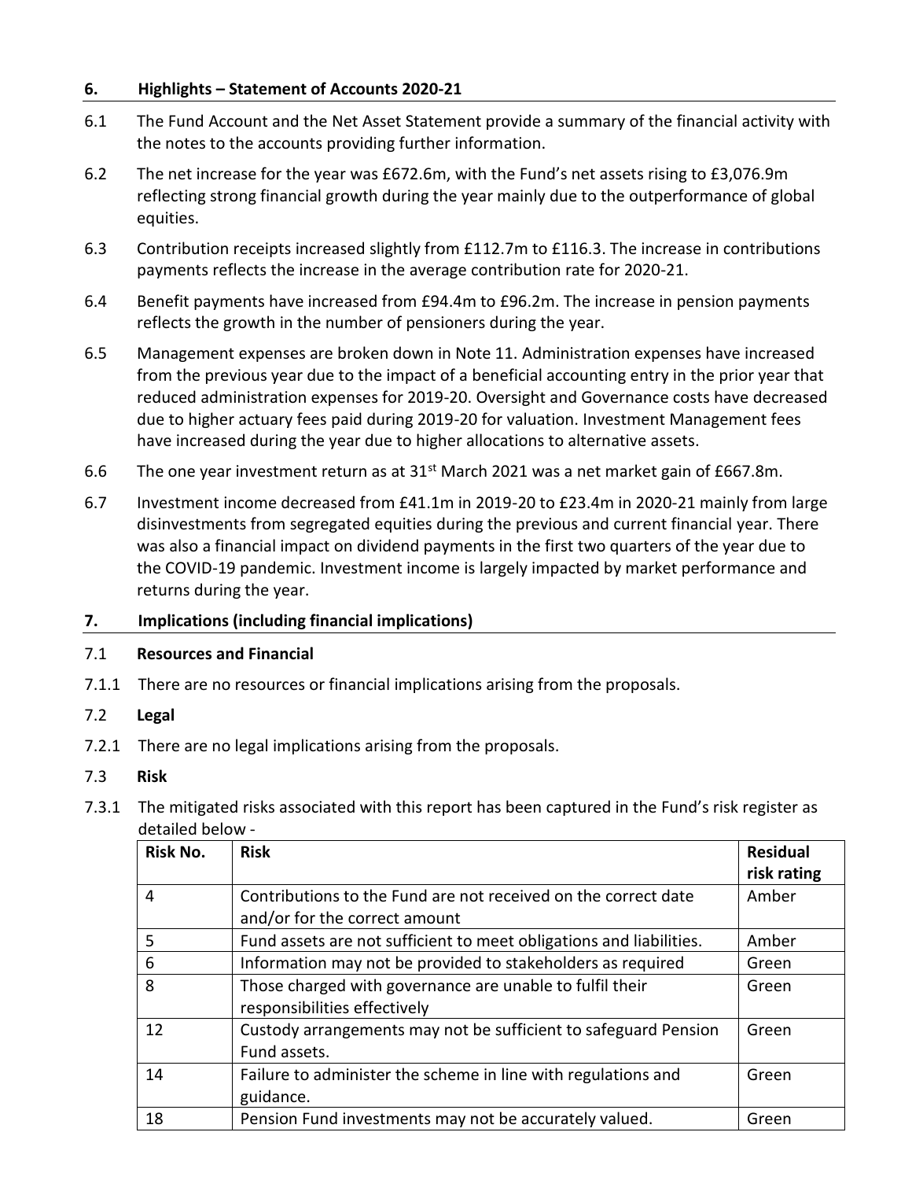## 6. Highlights – Statement of Accounts 2020-21

6.1 The Fund Account and the Net Asset Statement provide a summary of the financial activity with the notes to the accounts providing further information.

6.2 The net increase for the year was £672.6m, with the Fund's net assets rising to £3,076.9m reflecting strong financial growth during the year mainly due to the outperformance of global equities.

6.3 Contribution receipts increased slightly from £112.7m to £116.3. The increase in contributions payments reflects the increase in the average contribution rate for 2020-21.

6.4 Benefit payments have increased from £94.4m to £96.2m. The increase in pension payments reflects the growth in the number of pensioners during the year.

6.5 Management expenses are broken down in Note 11. Administration expenses have increased from the previous year due to the impact of a beneficial accounting entry in the prior year that reduced administration expenses for 2019-20. Oversight and Governance costs have decreased due to higher actuary fees paid during 2019-20 for valuation. Investment Management fees have increased during the year due to higher allocations to alternative assets.

6.6 The one year investment return as at 31st March 2021 was a net market gain of £667.8m.

6.7 Investment income decreased from £41.1m in 2019-20 to £23.4m in 2020-21 mainly from large disinvestments from segregated equities during the previous and current financial year. There was also a financial impact on dividend payments in the first two quarters of the year due to the COVID-19 pandemic. Investment income is largely impacted by market performance and returns during the year.

## 7. Implications (including financial implications)

7.1 **Resources and Financial**

7.1.1 There are no resources or financial implications arising from the proposals.

7.2 **Legal**

7.2.1 There are no legal implications arising from the proposals.

7.3 **Risk**

7.3.1 The mitigated risks associated with this report has been captured in the Fund's risk register as detailed below -

| Risk No. | Risk | Residual risk rating |
|---|---|---|
| 4 | Contributions to the Fund are not received on the correct date and/or for the correct amount | Amber |
| 5 | Fund assets are not sufficient to meet obligations and liabilities. | Amber |
| 6 | Information may not be provided to stakeholders as required | Green |
| 8 | Those charged with governance are unable to fulfil their responsibilities effectively | Green |
| 12 | Custody arrangements may not be sufficient to safeguard Pension Fund assets. | Green |
| 14 | Failure to administer the scheme in line with regulations and guidance. | Green |
| 18 | Pension Fund investments may not be accurately valued. | Green |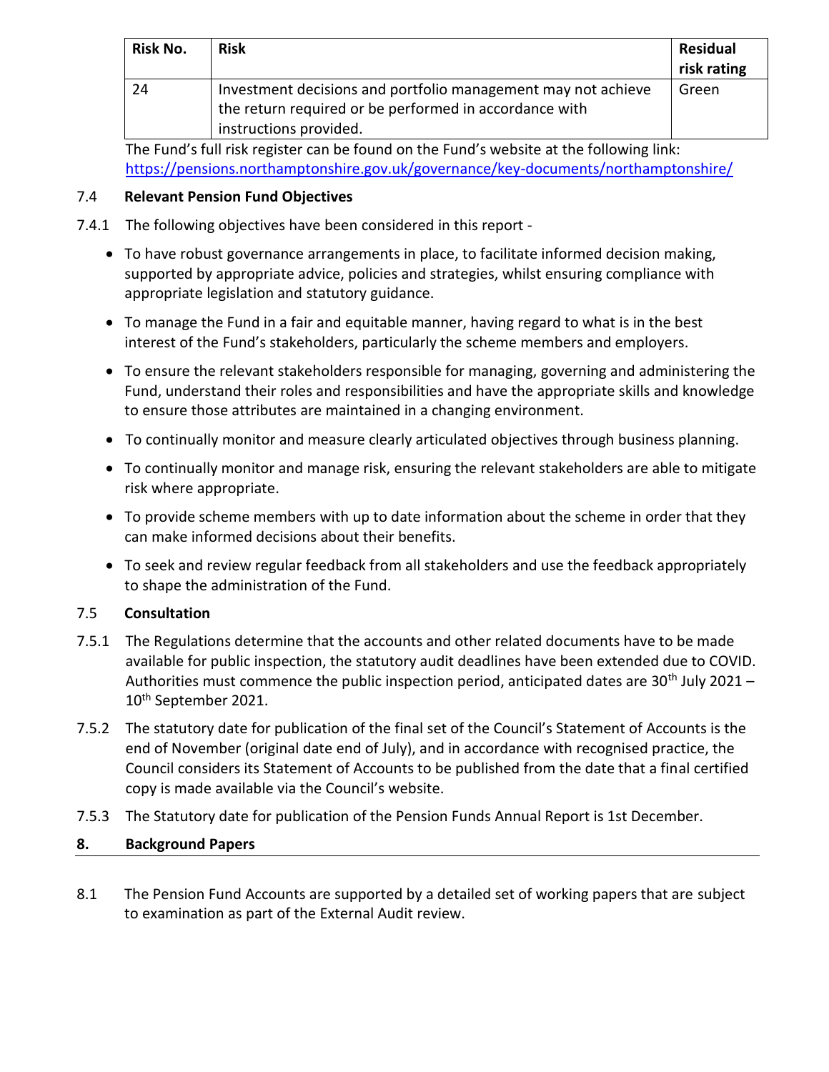| Risk No. | Risk | Residual risk rating |
|---|---|---|
| 24 | Investment decisions and portfolio management may not achieve the return required or be performed in accordance with instructions provided. | Green |

The Fund's full risk register can be found on the Fund's website at the following link: https://pensions.northamptonshire.gov.uk/governance/key-documents/northamptonshire/

7.4 **Relevant Pension Fund Objectives**

7.4.1 The following objectives have been considered in this report -

- To have robust governance arrangements in place, to facilitate informed decision making, supported by appropriate advice, policies and strategies, whilst ensuring compliance with appropriate legislation and statutory guidance.
- To manage the Fund in a fair and equitable manner, having regard to what is in the best interest of the Fund's stakeholders, particularly the scheme members and employers.
- To ensure the relevant stakeholders responsible for managing, governing and administering the Fund, understand their roles and responsibilities and have the appropriate skills and knowledge to ensure those attributes are maintained in a changing environment.
- To continually monitor and measure clearly articulated objectives through business planning.
- To continually monitor and manage risk, ensuring the relevant stakeholders are able to mitigate risk where appropriate.
- To provide scheme members with up to date information about the scheme in order that they can make informed decisions about their benefits.
- To seek and review regular feedback from all stakeholders and use the feedback appropriately to shape the administration of the Fund.

7.5 **Consultation**

7.5.1 The Regulations determine that the accounts and other related documents have to be made available for public inspection, the statutory audit deadlines have been extended due to COVID. Authorities must commence the public inspection period, anticipated dates are 30th July 2021 – 10th September 2021.

7.5.2 The statutory date for publication of the final set of the Council's Statement of Accounts is the end of November (original date end of July), and in accordance with recognised practice, the Council considers its Statement of Accounts to be published from the date that a final certified copy is made available via the Council's website.

7.5.3 The Statutory date for publication of the Pension Funds Annual Report is 1st December.

## 8. Background Papers

8.1 The Pension Fund Accounts are supported by a detailed set of working papers that are subject to examination as part of the External Audit review.